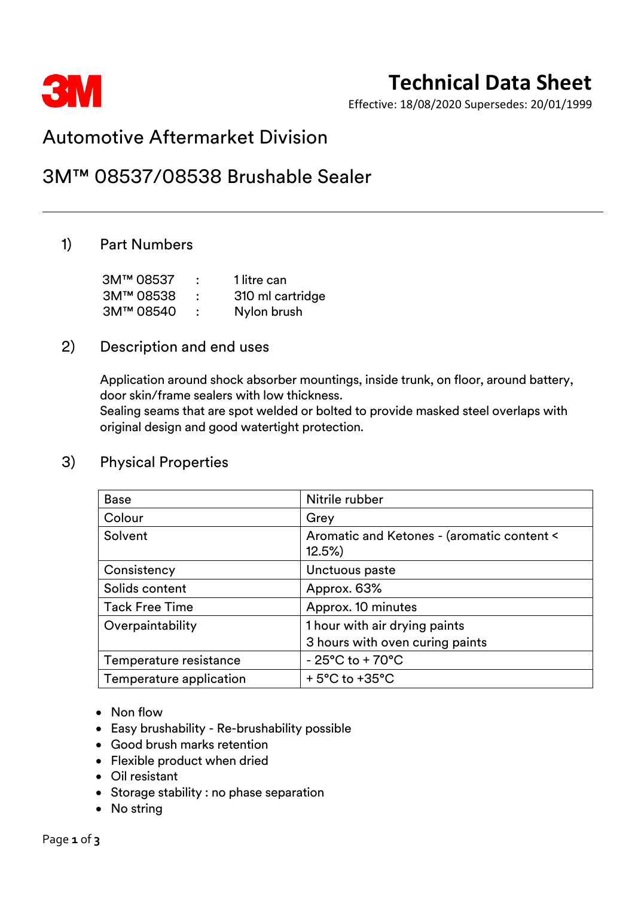3M

# Technical Data Sheet

Effective: 18/08/2020 Supersedes: 20/01/1999

## Automotive Aftermarket Division

## 3M™ 08537/08538 Brushable Sealer

---

### 1) Part Numbers

| | | |
|---|---|---|
| 3M™ 08537 | : | 1 litre can |
| 3M™ 08538 | : | 310 ml cartridge |
| 3M™ 08540 | : | Nylon brush |

### 2) Description and end uses

Application around shock absorber mountings, inside trunk, on floor, around battery, door skin/frame sealers with low thickness.
Sealing seams that are spot welded or bolted to provide masked steel overlaps with original design and good watertight protection.

### 3) Physical Properties

| | |
|---|---|
| Base | Nitrile rubber |
| Colour | Grey |
| Solvent | Aromatic and Ketones - (aromatic content < 12.5%) |
| Consistency | Unctuous paste |
| Solids content | Approx. 63% |
| Tack Free Time | Approx. 10 minutes |
| Overpaintability | 1 hour with air drying paints<br>3 hours with oven curing paints |
| Temperature resistance | - 25°C to + 70°C |
| Temperature application | + 5°C to +35°C |

- Non flow
- Easy brushability - Re-brushability possible
- Good brush marks retention
- Flexible product when dried
- Oil resistant
- Storage stability : no phase separation
- No string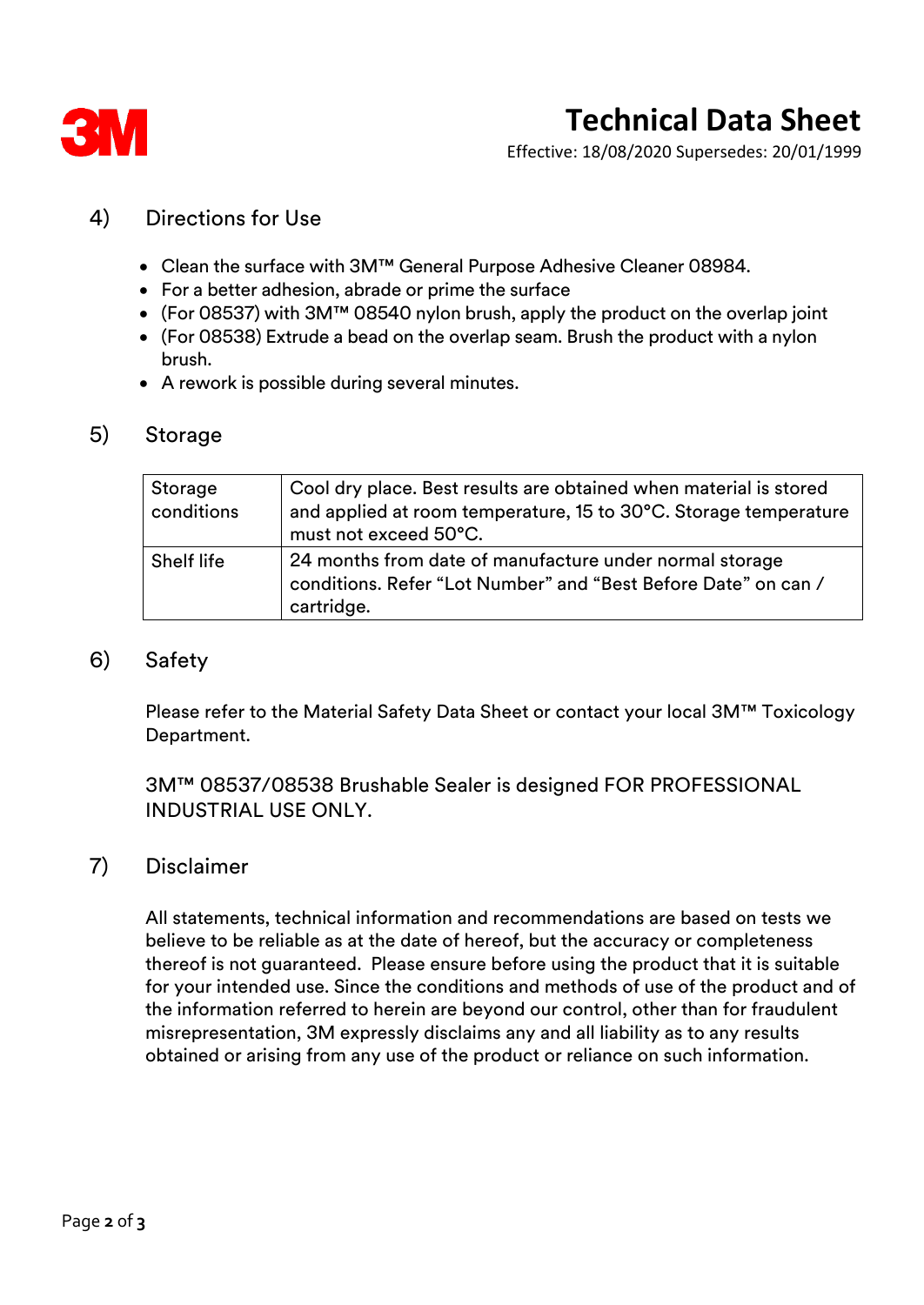## 4) Directions for Use

- Clean the surface with 3M™ General Purpose Adhesive Cleaner 08984.
- For a better adhesion, abrade or prime the surface
- (For 08537) with 3M™ 08540 nylon brush, apply the product on the overlap joint
- (For 08538) Extrude a bead on the overlap seam. Brush the product with a nylon brush.
- A rework is possible during several minutes.

## 5) Storage

| Storage conditions | Cool dry place. Best results are obtained when material is stored and applied at room temperature, 15 to 30°C. Storage temperature must not exceed 50°C. |
|---|---|
| Shelf life | 24 months from date of manufacture under normal storage conditions. Refer "Lot Number" and "Best Before Date" on can / cartridge. |

## 6) Safety

Please refer to the Material Safety Data Sheet or contact your local 3M™ Toxicology Department.

3M™ 08537/08538 Brushable Sealer is designed FOR PROFESSIONAL INDUSTRIAL USE ONLY.

## 7) Disclaimer

All statements, technical information and recommendations are based on tests we believe to be reliable as at the date of hereof, but the accuracy or completeness thereof is not guaranteed. Please ensure before using the product that it is suitable for your intended use. Since the conditions and methods of use of the product and of the information referred to herein are beyond our control, other than for fraudulent misrepresentation, 3M expressly disclaims any and all liability as to any results obtained or arising from any use of the product or reliance on such information.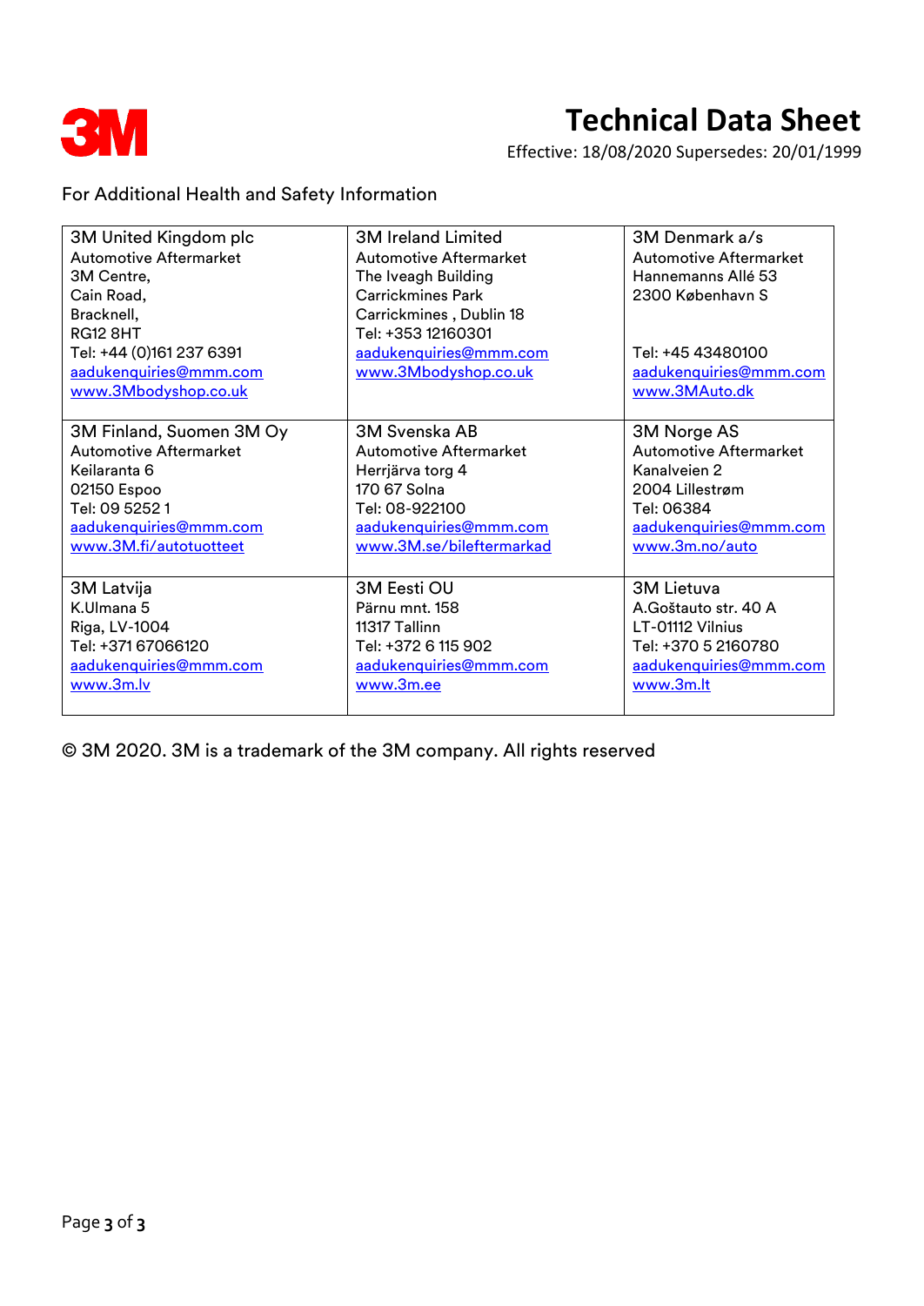# Technical Data Sheet

Effective: 18/08/2020 Supersedes: 20/01/1999

For Additional Health and Safety Information

| | | |
|---|---|---|
| 3M United Kingdom plc<br>Automotive Aftermarket<br>3M Centre,<br>Cain Road,<br>Bracknell,<br>RG12 8HT<br>Tel: +44 (0)161 237 6391<br>aadukenquiries@mmm.com<br>www.3Mbodyshop.co.uk | 3M Ireland Limited<br>Automotive Aftermarket<br>The Iveagh Building<br>Carrickmines Park<br>Carrickmines , Dublin 18<br>Tel: +353 12160301<br>aadukenquiries@mmm.com<br>www.3Mbodyshop.co.uk | 3M Denmark a/s<br>Automotive Aftermarket<br>Hannemanns Allé 53<br>2300 København S<br><br>Tel: +45 43480100<br>aadukenquiries@mmm.com<br>www.3MAuto.dk |
| 3M Finland, Suomen 3M Oy<br>Automotive Aftermarket<br>Keilaranta 6<br>02150 Espoo<br>Tel: 09 5252 1<br>aadukenquiries@mmm.com<br>www.3M.fi/autotuotteet | 3M Svenska AB<br>Automotive Aftermarket<br>Herrjärva torg 4<br>170 67 Solna<br>Tel: 08-922100<br>aadukenquiries@mmm.com<br>www.3M.se/bileftermarkad | 3M Norge AS<br>Automotive Aftermarket<br>Kanalveien 2<br>2004 Lillestrøm<br>Tel: 06384<br>aadukenquiries@mmm.com<br>www.3m.no/auto |
| 3M Latvija<br>K.Ulmana 5<br>Riga, LV-1004<br>Tel: +371 67066120<br>aadukenquiries@mmm.com<br>www.3m.lv | 3M Eesti OU<br>Pärnu mnt. 158<br>11317 Tallinn<br>Tel: +372 6 115 902<br>aadukenquiries@mmm.com<br>www.3m.ee | 3M Lietuva<br>A.Goštauto str. 40 A<br>LT-01112 Vilnius<br>Tel: +370 5 2160780<br>aadukenquiries@mmm.com<br>www.3m.lt |

© 3M 2020. 3M is a trademark of the 3M company. All rights reserved